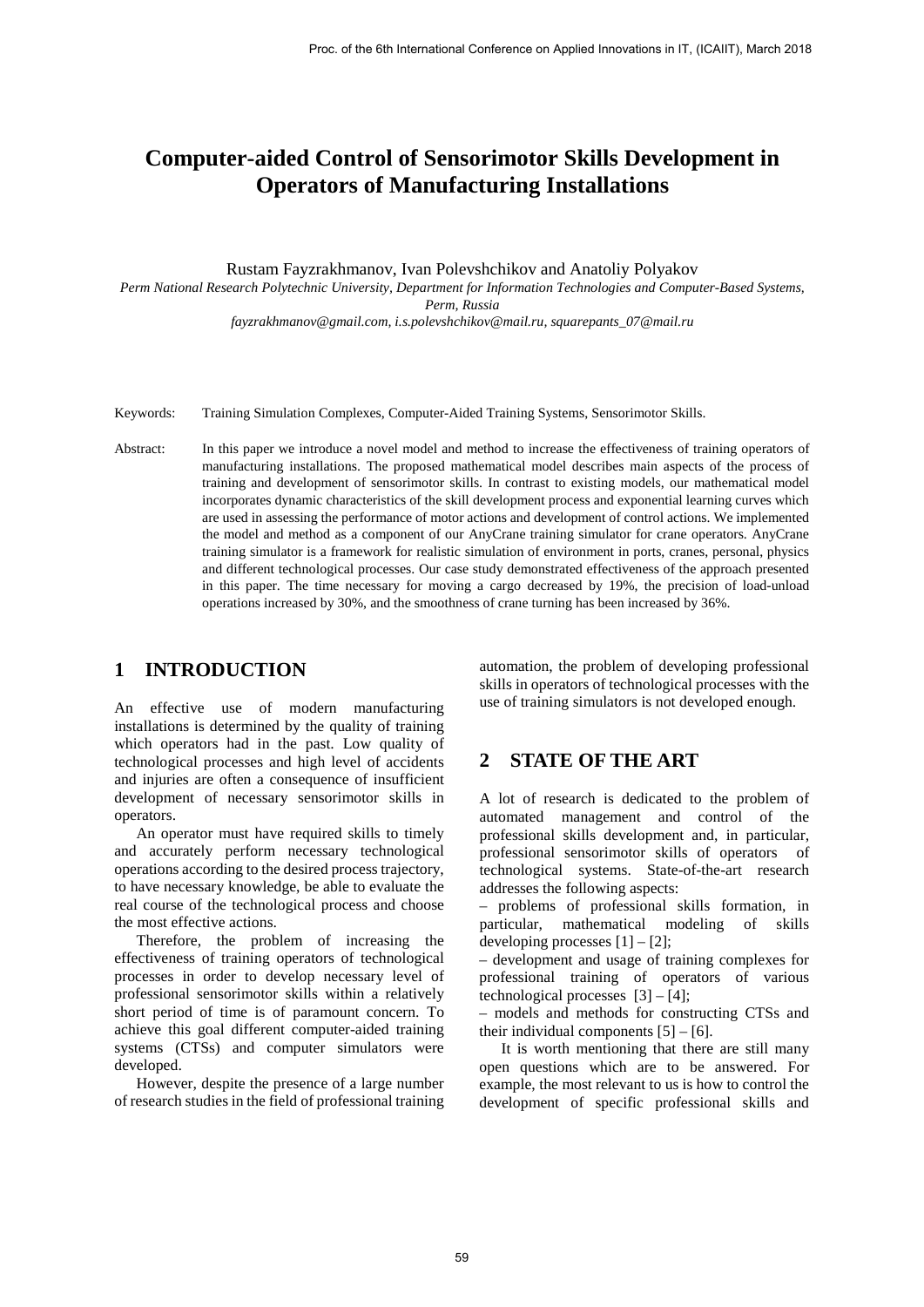# Computer-aided Control of Sensorimotor Skills Development in Operators of Manufacturing Installations

Rustam Fayzrakhmanov, Ivan Polevshchikov and Anatoliy Polyakov

*Perm National Research Polytechnic University, Department for Information Technologies and Computer-Based Systems, Perm, Russia*

*fayzrakhmanov@gmail.com, i.s.polevshchikov@mail.ru, squarepants_07@mail.ru*

Keywords: Training Simulation Complexes, Computer-Aided Training Systems, Sensorimotor Skills.

Abstract: In this paper we introduce a novel model and method to increase the effectiveness of training operators of manufacturing installations. The proposed mathematical model describes main aspects of the process of training and development of sensorimotor skills. In contrast to existing models, our mathematical model incorporates dynamic characteristics of the skill development process and exponential learning curves which are used in assessing the performance of motor actions and development of control actions. We implemented the model and method as a component of our AnyCrane training simulator for crane operators. AnyCrane training simulator is a framework for realistic simulation of environment in ports, cranes, personal, physics and different technological processes. Our case study demonstrated effectiveness of the approach presented in this paper. The time necessary for moving a cargo decreased by 19%, the precision of load-unload operations increased by 30%, and the smoothness of crane turning has been increased by 36%.

## 1 INTRODUCTION

An effective use of modern manufacturing installations is determined by the quality of training which operators had in the past. Low quality of technological processes and high level of accidents and injuries are often a consequence of insufficient development of necessary sensorimotor skills in operators.

An operator must have required skills to timely and accurately perform necessary technological operations according to the desired process trajectory, to have necessary knowledge, be able to evaluate the real course of the technological process and choose the most effective actions.

Therefore, the problem of increasing the effectiveness of training operators of technological processes in order to develop necessary level of professional sensorimotor skills within a relatively short period of time is of paramount concern. To achieve this goal different computer-aided training systems (CTSs) and computer simulators were developed.

However, despite the presence of a large number of research studies in the field of professional training automation, the problem of developing professional skills in operators of technological processes with the use of training simulators is not developed enough.

## 2 STATE OF THE ART

A lot of research is dedicated to the problem of automated management and control of the professional skills development and, in particular, professional sensorimotor skills of operators of technological systems. State-of-the-art research addresses the following aspects:

– problems of professional skills formation, in particular, mathematical modeling of skills developing processes [1] – [2];

– development and usage of training complexes for professional training of operators of various technological processes [3] – [4];

– models and methods for constructing CTSs and their individual components [5] – [6].

It is worth mentioning that there are still many open questions which are to be answered. For example, the most relevant to us is how to control the development of specific professional skills and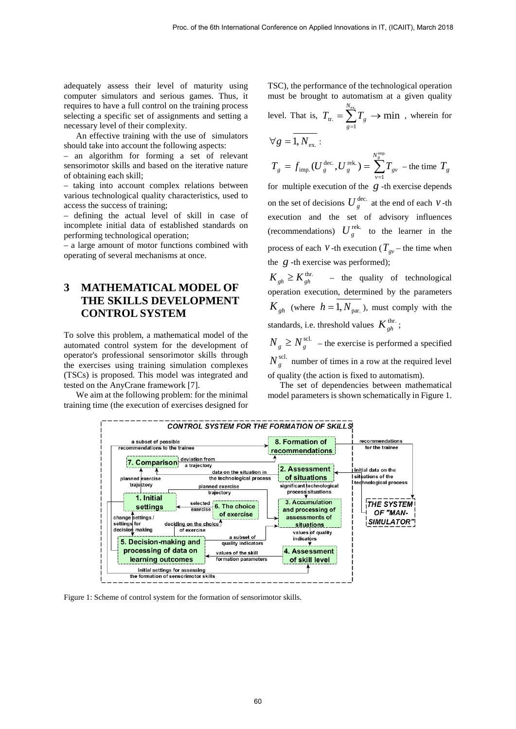adequately assess their level of maturity using computer simulators and serious games. Thus, it requires to have a full control on the training process selecting a specific set of assignments and setting a necessary level of their complexity.

An effective training with the use of simulators should take into account the following aspects:

– an algorithm for forming a set of relevant sensorimotor skills and based on the iterative nature of obtaining each skill;

– taking into account complex relations between various technological quality characteristics, used to access the success of training;

– defining the actual level of skill in case of incomplete initial data of established standards on performing technological operation;

– a large amount of motor functions combined with operating of several mechanisms at once.

# 3 MATHEMATICAL MODEL OF THE SKILLS DEVELOPMENT CONTROL SYSTEM

To solve this problem, a mathematical model of the automated control system for the development of operator's professional sensorimotor skills through the exercises using training simulation complexes (TSCs) is proposed. This model was integrated and tested on the AnyCrane framework [7].

We aim at the following problem: for the minimal training time (the execution of exercises designed for TSC), the performance of the technological operation must be brought to automatism at a given quality level. That is, $T_{\text{tr.}} = \sum_{g=1}^{N_{\text{ex.}}} T_g \to \min$ , wherein for $\forall g = \overline{1, N_{\text{ex.}}}$ :

$T_g = f_{\text{imp.}}(U_g^{\text{dec.}}, U_g^{\text{rek.}}) = \sum_{v=1}^{N_g^{\text{imp.}}} T_{gv}$ – the time $T_g$ for multiple execution of the $g$-th exercise depends on the set of decisions $U_g^{\text{dec.}}$ at the end of each $v$-th execution and the set of advisory influences (recommendations) $U_g^{\text{rek.}}$ to the learner in the process of each $v$-th execution ($T_{gv}$ – the time when the $g$-th exercise was performed);

$K_{gh} \geq K_{gh}^{\text{thr.}}$ – the quality of technological operation execution, determined by the parameters $K_{gh}$ (where $h = \overline{1, N_{\text{par.}}}$), must comply with the standards, i.e. threshold values $K_{gh}^{\text{thr.}}$;

$N_g \geq N_g^{\text{scl.}}$ – the exercise is performed a specified $N_g^{\text{scl.}}$ number of times in a row at the required level of quality (the action is fixed to automatism).

The set of dependencies between mathematical model parameters is shown schematically in Figure 1.

Figure 1: Scheme of control system for the formation of sensorimotor skills.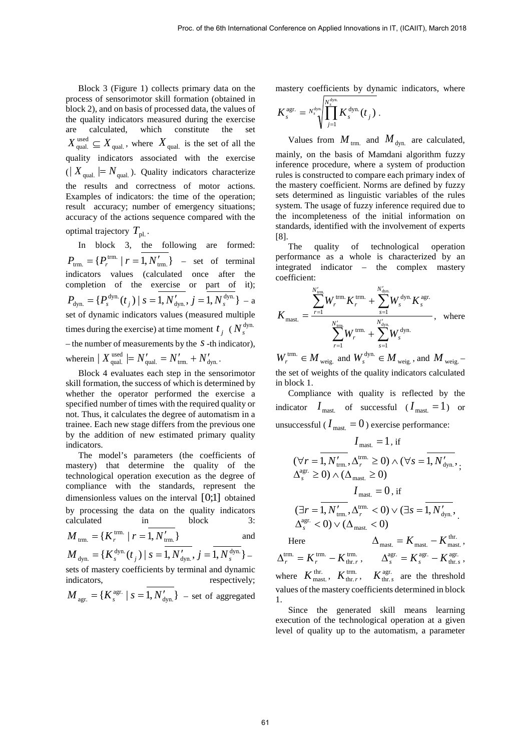Block 3 (Figure 1) collects primary data on the process of sensorimotor skill formation (obtained in block 2), and on basis of processed data, the values of the quality indicators measured during the exercise are calculated, which constitute the set $X_{\text{qual.}}^{\text{used}} \subseteq X_{\text{qual.}}$, where $X_{\text{qual.}}$ is the set of all the quality indicators associated with the exercise ($|X_{\text{qual.}}| = N_{\text{qual.}}$). Quality indicators characterize the results and correctness of motor actions. Examples of indicators: the time of the operation; result accuracy; number of emergency situations; accuracy of the actions sequence compared with the optimal trajectory $T_{\text{pl.}}$.

In block 3, the following are formed: $P_{\text{trm.}} = \{P_r^{\text{trm.}} \mid r = \overline{1, N'_{\text{trm.}}}\}$ – set of terminal indicators values (calculated once after the completion of the exercise or part of it); $P_{\text{dyn.}} = \{P_s^{\text{dyn.}}(t_j) \mid s = \overline{1, N'_{\text{dyn.}}}, j = \overline{1, N_s^{\text{dyn.}}}\}$ – a set of dynamic indicators values (measured multiple times during the exercise) at time moment $t_j$ ($N_s^{\text{dyn.}}$ – the number of measurements by the $s$-th indicator), wherein $|X_{\text{qual.}}^{\text{used}}| = N'_{\text{qual.}} = N'_{\text{trm.}} + N'_{\text{dyn.}}$.

Block 4 evaluates each step in the sensorimotor skill formation, the success of which is determined by whether the operator performed the exercise a specified number of times with the required quality or not. Thus, it calculates the degree of automatism in a trainee. Each new stage differs from the previous one by the addition of new estimated primary quality indicators.

The model's parameters (the coefficients of mastery) that determine the quality of the technological operation execution as the degree of compliance with the standards, represent the dimensionless values on the interval $[0;1]$ obtained by processing the data on the quality indicators calculated in block 3: $M_{\text{trm.}} = \{K_r^{\text{trm.}} \mid r = \overline{1, N'_{\text{trm.}}}\}$ and $M_{\text{dyn.}} = \{K_s^{\text{dyn.}}(t_j) \mid s = \overline{1, N'_{\text{dyn.}}}, j = \overline{1, N_s^{\text{dyn.}}}\}$ – sets of mastery coefficients by terminal and dynamic indicators, respectively; $M_{\text{agr.}} = \{K_s^{\text{agr.}} \mid s = \overline{1, N'_{\text{dyn.}}}\}$ – set of aggregated mastery coefficients by dynamic indicators, where $K_s^{\text{agr.}} = \sqrt[N_s^{\text{dyn.}}]{\prod_{j=1}^{N_s^{\text{dyn.}}} K_s^{\text{dyn.}}(t_j)}$.

Values from $M_{\text{trm.}}$ and $M_{\text{dyn.}}$ are calculated, mainly, on the basis of Mamdani algorithm fuzzy inference procedure, where a system of production rules is constructed to compare each primary index of the mastery coefficient. Norms are defined by fuzzy sets determined as linguistic variables of the rules system. The usage of fuzzy inference required due to the incompleteness of the initial information on standards, identified with the involvement of experts [8].

The quality of technological operation performance as a whole is characterized by an integrated indicator – the complex mastery coefficient:

$$K_{\text{mast.}} = \frac{\sum_{r=1}^{N'_{\text{trm.}}} W_r^{\text{trm.}} K_r^{\text{trm.}} + \sum_{s=1}^{N'_{\text{dyn.}}} W_s^{\text{dyn.}} K_s^{\text{agr.}}}{\sum_{r=1}^{N'_{\text{trm.}}} W_r^{\text{trm.}} + \sum_{s=1}^{N'_{\text{dyn.}}} W_s^{\text{dyn.}}},$$

where $W_r^{\text{trm.}} \in M_{\text{weig.}}$ and $W_s^{\text{dyn.}} \in M_{\text{weig.}}$, and $M_{\text{weig.}}$ – the set of weights of the quality indicators calculated in block 1.

Compliance with quality is reflected by the indicator $I_{\text{mast.}}$ of successful ($I_{\text{mast.}} = 1$) or unsuccessful ($I_{\text{mast.}} = 0$) exercise performance:

$$I_{\text{mast.}} = 1, \text{ if}$$

$$(\forall r = \overline{1, N'_{\text{trm.}}}, \Delta_r^{\text{trm.}} \geq 0) \wedge (\forall s = \overline{1, N'_{\text{dyn.}}}, \Delta_s^{\text{agr.}} \geq 0) \wedge (\Delta_{\text{mast.}} \geq 0);$$

$$I_{\text{mast.}} = 0, \text{ if}$$

$$(\exists r = \overline{1, N'_{\text{trm.}}}, \Delta_r^{\text{trm.}} < 0) \vee (\exists s = \overline{1, N'_{\text{dyn.}}}, \Delta_s^{\text{agr.}} < 0) \vee (\Delta_{\text{mast.}} < 0).$$

Here $\Delta_{\text{mast.}} = K_{\text{mast.}} - K_{\text{mast.}}^{\text{thr.}}$, $\Delta_r^{\text{trm.}} = K_r^{\text{trm.}} - K_{\text{thr.}r}^{\text{trm.}}$, $\Delta_s^{\text{agr.}} = K_s^{\text{agr.}} - K_{\text{thr.}s}^{\text{agr.}}$, where $K_{\text{mast.}}^{\text{thr.}}$, $K_{\text{thr.}r}^{\text{trm.}}$, $K_{\text{thr.}s}^{\text{agr.}}$ are the threshold values of the mastery coefficients determined in block 1.

Since the generated skill means learning execution of the technological operation at a given level of quality up to the automatism, a parameter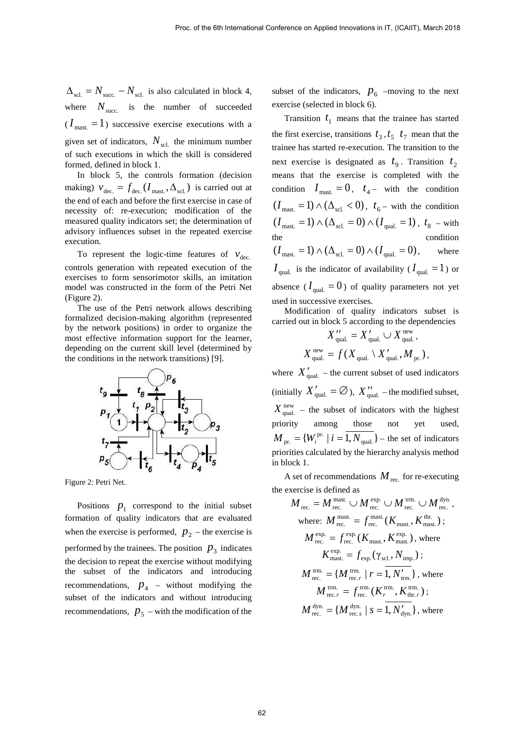$\Delta_{\text{scl.}} = N_{\text{succ.}} - N_{\text{scl.}}$ is also calculated in block 4, where $N_{\text{succ.}}$ is the number of succeeded ($I_{\text{mast.}} = 1$) successive exercise executions with a given set of indicators, $N_{\text{scl.}}$ the minimum number of such executions in which the skill is considered formed, defined in block 1.

In block 5, the controls formation (decision making) $v_{\text{dec.}} = f_{\text{dec.}}(I_{\text{mast.}}, \Delta_{\text{scl.}})$ is carried out at the end of each and before the first exercise in case of necessity of: re-execution; modification of the measured quality indicators set; the determination of advisory influences subset in the repeated exercise execution.

To represent the logic-time features of $v_{\text{dec.}}$ controls generation with repeated execution of the exercises to form sensorimotor skills, an imitation model was constructed in the form of the Petri Net (Figure 2).

The use of the Petri network allows describing formalized decision-making algorithm (represented by the network positions) in order to organize the most effective information support for the learner, depending on the current skill level (determined by the conditions in the network transitions) [9].

Figure 2: Petri Net.

Positions $p_1$ correspond to the initial subset formation of quality indicators that are evaluated when the exercise is performed, $p_2$ – the exercise is performed by the trainees. The position $p_3$ indicates the decision to repeat the exercise without modifying the subset of the indicators and introducing recommendations, $p_4$ – without modifying the subset of the indicators and without introducing recommendations, $p_5$ – with the modification of the subset of the indicators, $p_6$ –moving to the next exercise (selected in block 6).

Transition $t_1$ means that the trainee has started the first exercise, transitions $t_3, t_5$ $t_7$ mean that the trainee has started re-execution. The transition to the next exercise is designated as $t_9$. Transition $t_2$ means that the exercise is completed with the condition $I_{\text{mast.}} = 0$, $t_4$ – with the condition $(I_{\text{mast.}} = 1) \wedge (\Delta_{\text{scl.}} < 0)$, $t_6$ – with the condition $(I_{\text{mast.}} = 1) \wedge (\Delta_{\text{scl.}} = 0) \wedge (I_{\text{qual.}} = 1)$, $t_8$ – with the condition $(I_{\text{mast.}} = 1) \wedge (\Delta_{\text{scl.}} = 0) \wedge (I_{\text{qual.}} = 0)$, where $I_{\text{qual.}}$ is the indicator of availability ($I_{\text{qual.}} = 1$) or absence ($I_{\text{qual.}} = 0$) of quality parameters not yet used in successive exercises.

Modification of quality indicators subset is carried out in block 5 according to the dependencies

$$X''_{\text{qual.}} = X'_{\text{qual.}} \cup X^{\text{new}}_{\text{qual.}},$$

$$X^{\text{new}}_{\text{qual.}} = f(X_{\text{qual.}} \setminus X'_{\text{qual.}}, M_{\text{pr.}}),$$

where $X'_{\text{qual.}}$ – the current subset of used indicators (initially $X'_{\text{qual.}} = \varnothing$), $X''_{\text{qual.}}$ – the modified subset, $X^{\text{new}}_{\text{qual.}}$ – the subset of indicators with the highest priority among those not yet used, $M_{\text{pr.}} = \{W_i^{\text{pr.}} \mid i = \overline{1, N_{\text{qual.}}}\}$ – the set of indicators priorities calculated by the hierarchy analysis method in block 1.

A set of recommendations $M_{\text{rec.}}$ for re-executing the exercise is defined as

$$M_{\text{rec.}} = M^{\text{mast.}}_{\text{rec.}} \cup M^{\text{exp.}}_{\text{rec.}} \cup M^{\text{trm.}}_{\text{rec.}} \cup M^{\text{dyn.}}_{\text{rec.}},$$

where: $M^{\text{mast.}}_{\text{rec.}} = f^{\text{mast.}}_{\text{rec.}}(K_{\text{mast.}}, K^{\text{thr.}}_{\text{mast.}})$;

$M^{\text{exp.}}_{\text{rec.}} = f^{\text{exp.}}_{\text{rec.}}(K_{\text{mast.}}, K^{\text{exp.}}_{\text{mast.}})$, where

$K^{\text{exp.}}_{\text{mast.}} = f_{\text{exp.}}(\gamma_{\text{scl.}}, N_{\text{imp.}})$;

$M^{\text{trm.}}_{\text{rec.}} = \{M^{\text{trm.}}_{\text{rec.}r} \mid r = \overline{1, N'_{\text{trm.}}}\}$, where

$M^{\text{trm.}}_{\text{rec.}r} = f^{\text{trm.}}_{\text{rec.}}(K^{\text{trm.}}_r, K^{\text{trm.}}_{\text{thr.}r})$;

$M^{\text{dyn.}}_{\text{rec.}} = \{M^{\text{dyn.}}_{\text{rec.}s} \mid s = \overline{1, N'_{\text{dyn.}}}\}$, where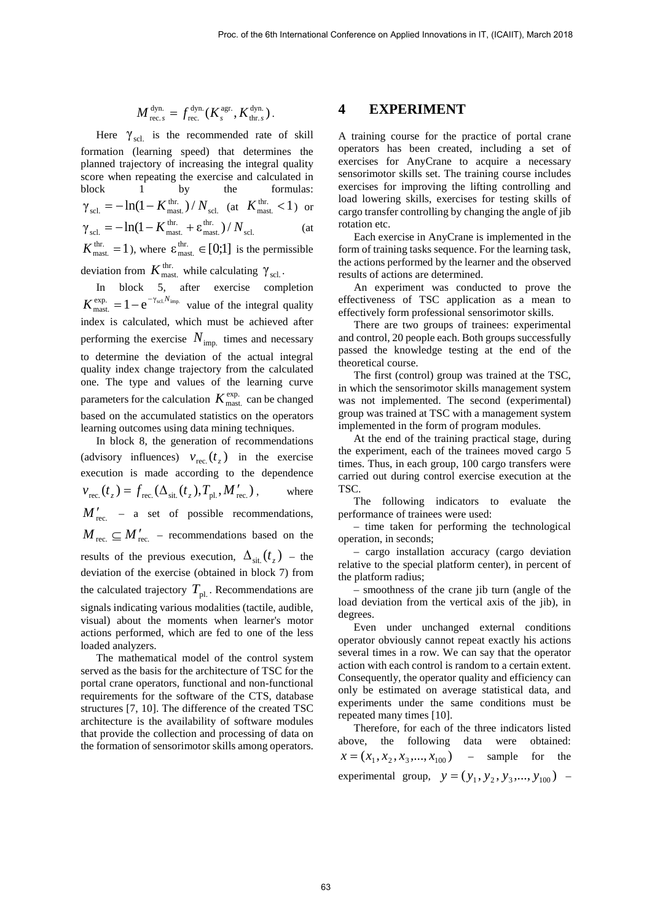$$M^{\text{dyn.}}_{\text{rec.}s} = f^{\text{dyn.}}_{\text{rec.}}(K^{\text{agr.}}_{s}, K^{\text{dyn.}}_{\text{thr.}s}).$$

Here $\gamma_{\text{scl.}}$ is the recommended rate of skill formation (learning speed) that determines the planned trajectory of increasing the integral quality score when repeating the exercise and calculated in block 1 by the formulas: $\gamma_{\text{scl.}} = -\ln(1 - K^{\text{thr.}}_{\text{mast.}}) / N_{\text{scl.}}$ (at $K^{\text{thr.}}_{\text{mast.}} < 1$) or $\gamma_{\text{scl.}} = -\ln(1 - K^{\text{thr.}}_{\text{mast.}} + \varepsilon^{\text{thr.}}_{\text{mast.}}) / N_{\text{scl.}}$ (at $K^{\text{thr.}}_{\text{mast.}} = 1$), where $\varepsilon^{\text{thr.}}_{\text{mast.}} \in [0;1]$ is the permissible deviation from $K^{\text{thr.}}_{\text{mast.}}$ while calculating $\gamma_{\text{scl.}}$.

In block 5, after exercise completion $K^{\text{exp.}}_{\text{mast.}} = 1 - e^{-\gamma_{\text{scl.}} N_{\text{imp.}}}$ value of the integral quality index is calculated, which must be achieved after performing the exercise $N_{\text{imp.}}$ times and necessary to determine the deviation of the actual integral quality index change trajectory from the calculated one. The type and values of the learning curve parameters for the calculation $K^{\text{exp.}}_{\text{mast.}}$ can be changed based on the accumulated statistics on the operators learning outcomes using data mining techniques.

In block 8, the generation of recommendations (advisory influences) $v_{\text{rec.}}(t_z)$ in the exercise execution is made according to the dependence $v_{\text{rec.}}(t_z) = f_{\text{rec.}}(\Delta_{\text{sit.}}(t_z), T_{\text{pl.}}, M'_{\text{rec.}})$, where $M'_{\text{rec.}}$ – a set of possible recommendations, $M_{\text{rec.}} \subseteq M'_{\text{rec.}}$ – recommendations based on the results of the previous execution, $\Delta_{\text{sit.}}(t_z)$ – the deviation of the exercise (obtained in block 7) from the calculated trajectory $T_{\text{pl.}}$. Recommendations are signals indicating various modalities (tactile, audible, visual) about the moments when learner's motor actions performed, which are fed to one of the less loaded analyzers.

The mathematical model of the control system served as the basis for the architecture of TSC for the portal crane operators, functional and non-functional requirements for the software of the CTS, database structures [7, 10]. The difference of the created TSC architecture is the availability of software modules that provide the collection and processing of data on the formation of sensorimotor skills among operators.

# 4 EXPERIMENT

A training course for the practice of portal crane operators has been created, including a set of exercises for AnyCrane to acquire a necessary sensorimotor skills set. The training course includes exercises for improving the lifting controlling and load lowering skills, exercises for testing skills of cargo transfer controlling by changing the angle of jib rotation etc.

Each exercise in AnyCrane is implemented in the form of training tasks sequence. For the learning task, the actions performed by the learner and the observed results of actions are determined.

An experiment was conducted to prove the effectiveness of TSC application as a mean to effectively form professional sensorimotor skills.

There are two groups of trainees: experimental and control, 20 people each. Both groups successfully passed the knowledge testing at the end of the theoretical course.

The first (control) group was trained at the TSC, in which the sensorimotor skills management system was not implemented. The second (experimental) group was trained at TSC with a management system implemented in the form of program modules.

At the end of the training practical stage, during the experiment, each of the trainees moved cargo 5 times. Thus, in each group, 100 cargo transfers were carried out during control exercise execution at the TSC.

The following indicators to evaluate the performance of trainees were used:

– time taken for performing the technological operation, in seconds;

– cargo installation accuracy (cargo deviation relative to the special platform center), in percent of the platform radius;

– smoothness of the crane jib turn (angle of the load deviation from the vertical axis of the jib), in degrees.

Even under unchanged external conditions operator obviously cannot repeat exactly his actions several times in a row. We can say that the operator action with each control is random to a certain extent. Consequently, the operator quality and efficiency can only be estimated on average statistical data, and experiments under the same conditions must be repeated many times [10].

Therefore, for each of the three indicators listed above, the following data were obtained: $x = (x_1, x_2, x_3, ..., x_{100})$ – sample for the experimental group, $y = (y_1, y_2, y_3, ..., y_{100})$ –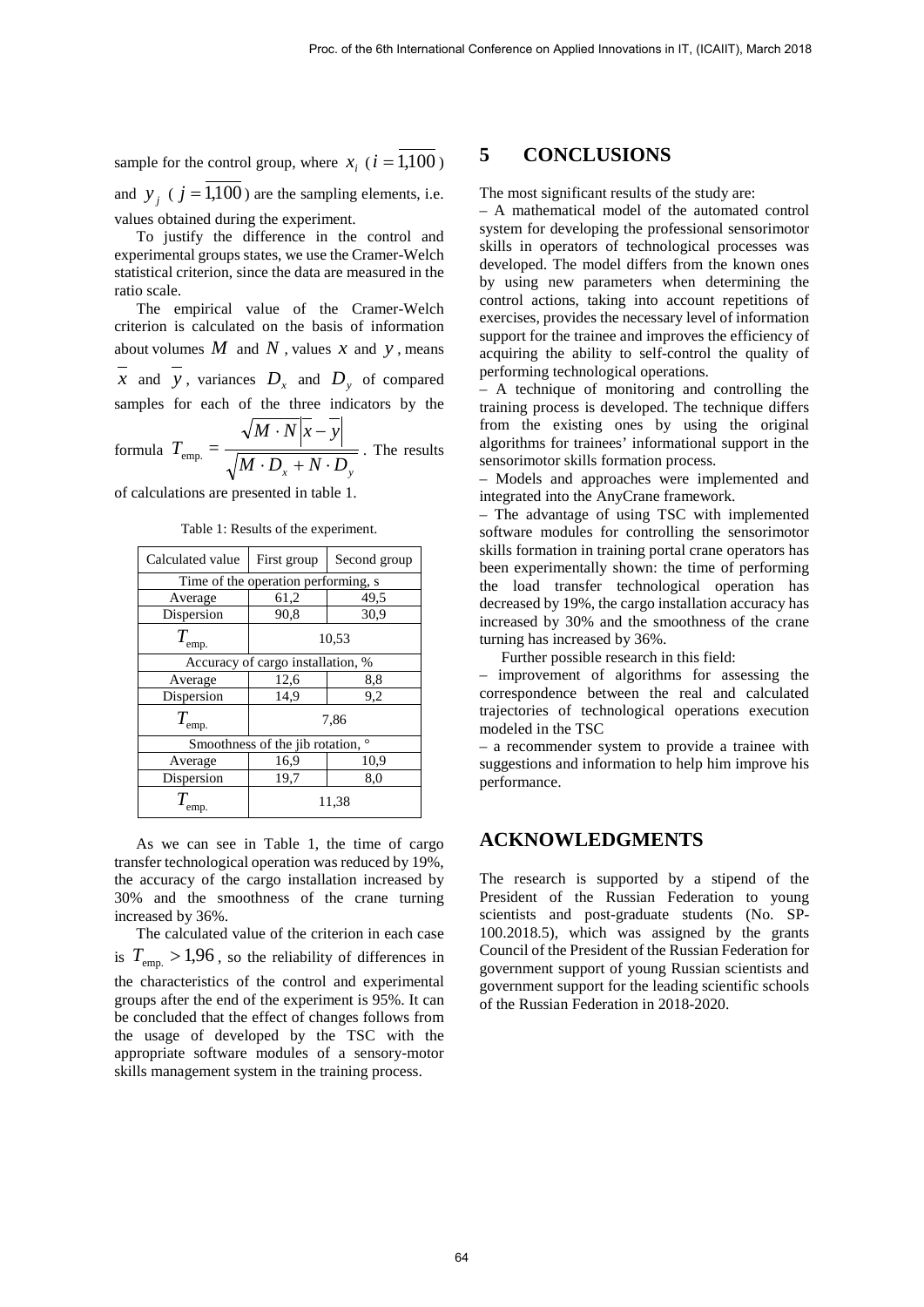sample for the control group, where $x_i$ ($i = \overline{1,100}$) and $y_j$ ($j = \overline{1,100}$) are the sampling elements, i.e. values obtained during the experiment.

To justify the difference in the control and experimental groups states, we use the Cramer-Welch statistical criterion, since the data are measured in the ratio scale.

The empirical value of the Cramer-Welch criterion is calculated on the basis of information about volumes $M$ and $N$, values $x$ and $y$, means $\overline{x}$ and $\overline{y}$, variances $D_x$ and $D_y$ of compared samples for each of the three indicators by the formula $T_{\text{emp.}} = \dfrac{\sqrt{M \cdot N}\left|\overline{x} - \overline{y}\right|}{\sqrt{M \cdot D_x + N \cdot D_y}}$. The results of calculations are presented in table 1.

Table 1: Results of the experiment.

| Calculated value | First group | Second group |
|---|---|---|
| Time of the operation performing, s | | |
| Average | 61,2 | 49,5 |
| Dispersion | 90,8 | 30,9 |
| $T_{\text{emp.}}$ | 10,53 | |
| Accuracy of cargo installation, % | | |
| Average | 12,6 | 8,8 |
| Dispersion | 14,9 | 9,2 |
| $T_{\text{emp.}}$ | 7,86 | |
| Smoothness of the jib rotation, ° | | |
| Average | 16,9 | 10,9 |
| Dispersion | 19,7 | 8,0 |
| $T_{\text{emp.}}$ | 11,38 | |

As we can see in Table 1, the time of cargo transfer technological operation was reduced by 19%, the accuracy of the cargo installation increased by 30% and the smoothness of the crane turning increased by 36%.

The calculated value of the criterion in each case is $T_{\text{emp.}} > 1{,}96$, so the reliability of differences in the characteristics of the control and experimental groups after the end of the experiment is 95%. It can be concluded that the effect of changes follows from the usage of developed by the TSC with the appropriate software modules of a sensory-motor skills management system in the training process.

## 5 CONCLUSIONS

The most significant results of the study are:

– A mathematical model of the automated control system for developing the professional sensorimotor skills in operators of technological processes was developed. The model differs from the known ones by using new parameters when determining the control actions, taking into account repetitions of exercises, provides the necessary level of information support for the trainee and improves the efficiency of acquiring the ability to self-control the quality of performing technological operations.

– A technique of monitoring and controlling the training process is developed. The technique differs from the existing ones by using the original algorithms for trainees' informational support in the sensorimotor skills formation process.

– Models and approaches were implemented and integrated into the AnyCrane framework.

– The advantage of using TSC with implemented software modules for controlling the sensorimotor skills formation in training portal crane operators has been experimentally shown: the time of performing the load transfer technological operation has decreased by 19%, the cargo installation accuracy has increased by 30% and the smoothness of the crane turning has increased by 36%.

Further possible research in this field:

– improvement of algorithms for assessing the correspondence between the real and calculated trajectories of technological operations execution modeled in the TSC

– a recommender system to provide a trainee with suggestions and information to help him improve his performance.

## ACKNOWLEDGMENTS

The research is supported by a stipend of the President of the Russian Federation to young scientists and post-graduate students (No. SP-100.2018.5), which was assigned by the grants Council of the President of the Russian Federation for government support of young Russian scientists and government support for the leading scientific schools of the Russian Federation in 2018-2020.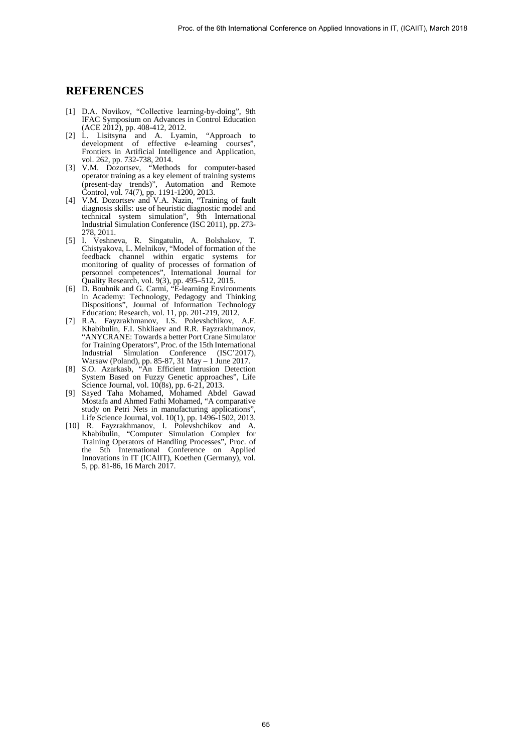## REFERENCES

[1] D.A. Novikov, "Collective learning-by-doing", 9th IFAC Symposium on Advances in Control Education (ACE 2012), pp. 408-412, 2012.

[2] L. Lisitsyna and A. Lyamin, "Approach to development of effective e-learning courses", Frontiers in Artificial Intelligence and Application, vol. 262, pp. 732-738, 2014.

[3] V.M. Dozortsev, "Methods for computer-based operator training as a key element of training systems (present-day trends)", Automation and Remote Control, vol. 74(7), pp. 1191-1200, 2013.

[4] V.M. Dozortsev and V.A. Nazin, "Training of fault diagnosis skills: use of heuristic diagnostic model and technical system simulation", 9th International Industrial Simulation Conference (ISC 2011), pp. 273-278, 2011.

[5] I. Veshneva, R. Singatulin, A. Bolshakov, T. Chistyakova, L. Melnikov, "Model of formation of the feedback channel within ergatic systems for monitoring of quality of processes of formation of personnel competences", International Journal for Quality Research, vol. 9(3), pp. 495–512, 2015.

[6] D. Bouhnik and G. Carmi, "E-learning Environments in Academy: Technology, Pedagogy and Thinking Dispositions", Journal of Information Technology Education: Research, vol. 11, pp. 201-219, 2012.

[7] R.A. Fayzrakhmanov, I.S. Polevshchikov, A.F. Khabibulin, F.I. Shkliaev and R.R. Fayzrakhmanov, "ANYCRANE: Towards a better Port Crane Simulator for Training Operators", Proc. of the 15th International Industrial Simulation Conference (ISC'2017), Warsaw (Poland), pp. 85-87, 31 May – 1 June 2017.

[8] S.O. Azarkasb, "An Efficient Intrusion Detection System Based on Fuzzy Genetic approaches", Life Science Journal, vol. 10(8s), pp. 6-21, 2013.

[9] Sayed Taha Mohamed, Mohamed Abdel Gawad Mostafa and Ahmed Fathi Mohamed, "A comparative study on Petri Nets in manufacturing applications", Life Science Journal, vol. 10(1), pp. 1496-1502, 2013.

[10] R. Fayzrakhmanov, I. Polevshchikov and A. Khabibulin, "Computer Simulation Complex for Training Operators of Handling Processes", Proc. of the 5th International Conference on Applied Innovations in IT (ICAIIT), Koethen (Germany), vol. 5, pp. 81-86, 16 March 2017.